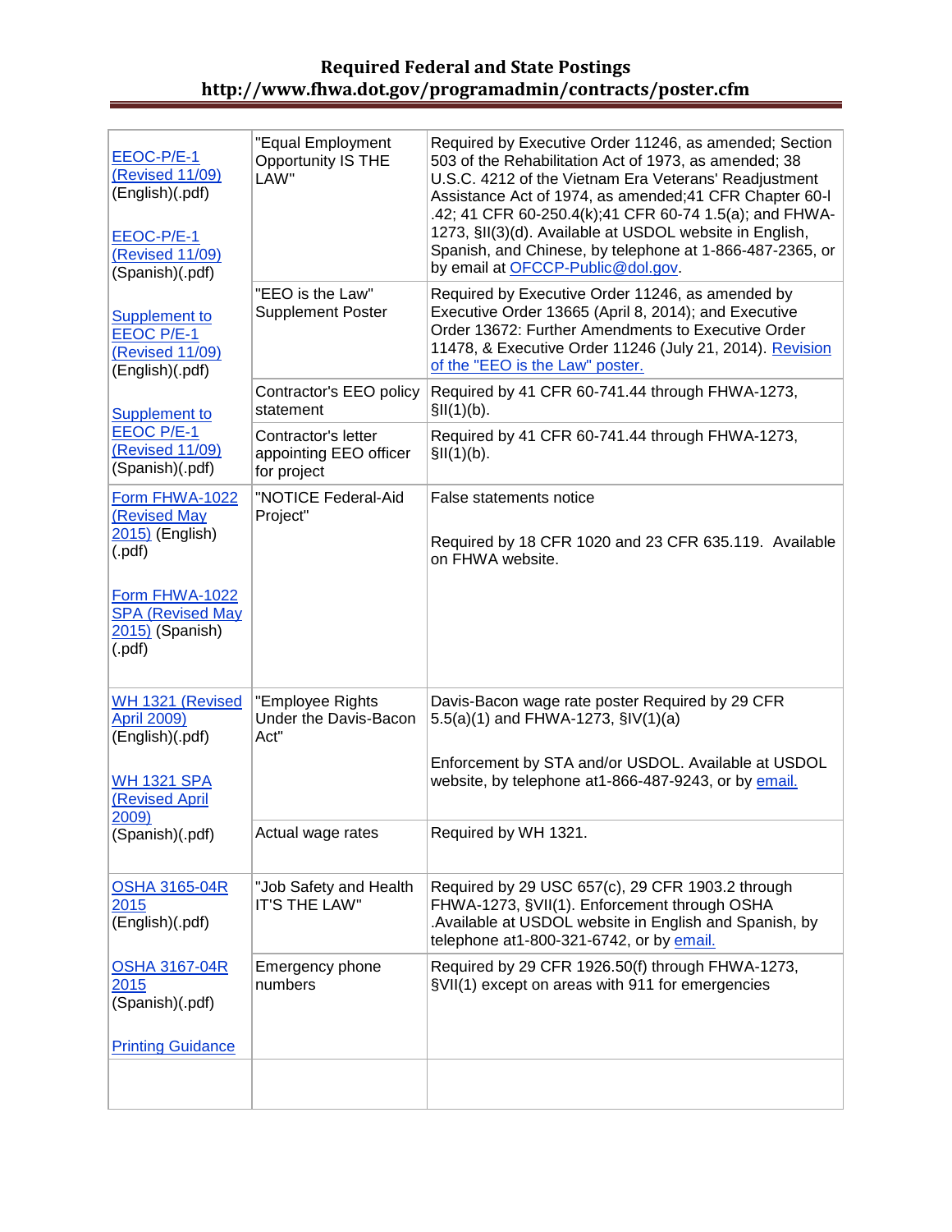# Required Federal and State Postings
## http://www.fhwa.dot.gov/programadmin/contracts/poster.cfm

| | | |
|---|---|---|
| EEOC-P/E-1 (Revised 11/09) (English)(.pdf)<br><br>EEOC-P/E-1 (Revised 11/09) (Spanish)(.pdf)<br><br>Supplement to EEOC P/E-1 (Revised 11/09) (English)(.pdf)<br><br>Supplement to EEOC P/E-1 (Revised 11/09) (Spanish)(.pdf) | "Equal Employment Opportunity IS THE LAW" | Required by Executive Order 11246, as amended; Section 503 of the Rehabilitation Act of 1973, as amended; 38 U.S.C. 4212 of the Vietnam Era Veterans' Readjustment Assistance Act of 1974, as amended;41 CFR Chapter 60-I .42; 41 CFR 60-250.4(k);41 CFR 60-74 1.5(a); and FHWA-1273, §II(3)(d). Available at USDOL website in English, Spanish, and Chinese, by telephone at 1-866-487-2365, or by email at OFCCP-Public@dol.gov. |
| | "EEO is the Law" Supplement Poster | Required by Executive Order 11246, as amended by Executive Order 13665 (April 8, 2014); and Executive Order 13672: Further Amendments to Executive Order 11478, & Executive Order 11246 (July 21, 2014). Revision of the "EEO is the Law" poster. |
| | Contractor's EEO policy statement | Required by 41 CFR 60-741.44 through FHWA-1273, §II(1)(b). |
| | Contractor's letter appointing EEO officer for project | Required by 41 CFR 60-741.44 through FHWA-1273, §II(1)(b). |
| Form FHWA-1022 (Revised May 2015) (English) (.pdf)<br><br>Form FHWA-1022 SPA (Revised May 2015) (Spanish) (.pdf) | "NOTICE Federal-Aid Project" | False statements notice<br><br>Required by 18 CFR 1020 and 23 CFR 635.119. Available on FHWA website. |
| WH 1321 (Revised April 2009) (English)(.pdf)<br><br>WH 1321 SPA (Revised April 2009) (Spanish)(.pdf) | "Employee Rights Under the Davis-Bacon Act" | Davis-Bacon wage rate poster Required by 29 CFR 5.5(a)(1) and FHWA-1273, §IV(1)(a)<br><br>Enforcement by STA and/or USDOL. Available at USDOL website, by telephone at1-866-487-9243, or by email. |
| | Actual wage rates | Required by WH 1321. |
| OSHA 3165-04R 2015 (English)(.pdf)<br><br>OSHA 3167-04R 2015 (Spanish)(.pdf)<br><br>Printing Guidance | "Job Safety and Health IT'S THE LAW" | Required by 29 USC 657(c), 29 CFR 1903.2 through FHWA-1273, §VII(1). Enforcement through OSHA .Available at USDOL website in English and Spanish, by telephone at1-800-321-6742, or by email. |
| | Emergency phone numbers | Required by 29 CFR 1926.50(f) through FHWA-1273, §VII(1) except on areas with 911 for emergencies |
| | | |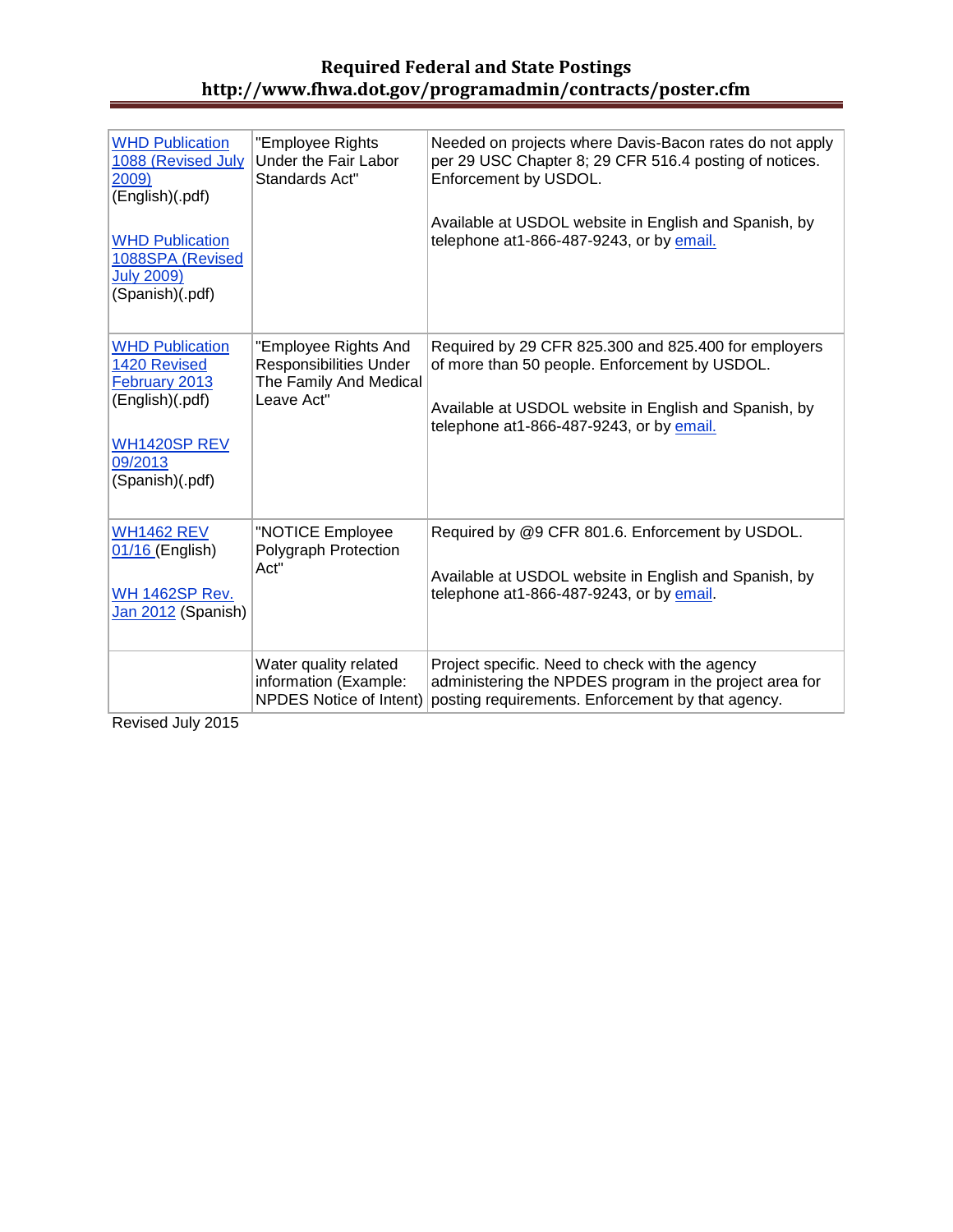| | | |
|---|---|---|
| WHD Publication 1088 (Revised July 2009) (English)(.pdf)<br><br>WHD Publication 1088SPA (Revised July 2009) (Spanish)(.pdf) | "Employee Rights Under the Fair Labor Standards Act" | Needed on projects where Davis-Bacon rates do not apply per 29 USC Chapter 8; 29 CFR 516.4 posting of notices. Enforcement by USDOL.<br><br>Available at USDOL website in English and Spanish, by telephone at1-866-487-9243, or by email. |
| WHD Publication 1420 Revised February 2013 (English)(.pdf)<br><br>WH1420SP REV 09/2013 (Spanish)(.pdf) | "Employee Rights And Responsibilities Under The Family And Medical Leave Act" | Required by 29 CFR 825.300 and 825.400 for employers of more than 50 people. Enforcement by USDOL.<br><br>Available at USDOL website in English and Spanish, by telephone at1-866-487-9243, or by email. |
| WH1462 REV 01/16 (English)<br><br>WH 1462SP Rev. Jan 2012 (Spanish) | "NOTICE Employee Polygraph Protection Act" | Required by @9 CFR 801.6. Enforcement by USDOL.<br><br>Available at USDOL website in English and Spanish, by telephone at1-866-487-9243, or by email. |
| | Water quality related information (Example: NPDES Notice of Intent) | Project specific. Need to check with the agency administering the NPDES program in the project area for posting requirements. Enforcement by that agency. |

Revised July 2015